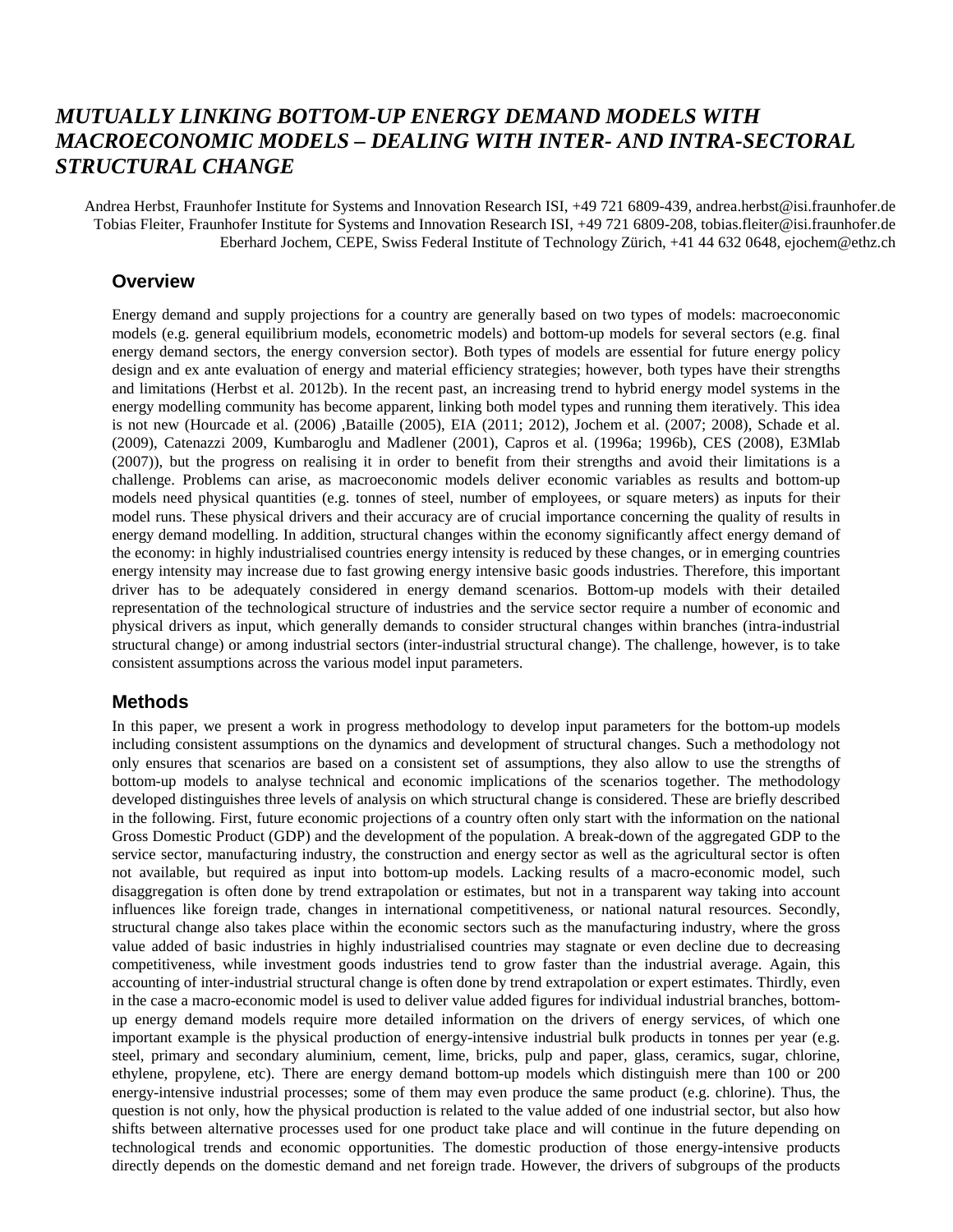# *MUTUALLY LINKING BOTTOM-UP ENERGY DEMAND MODELS WITH MACROECONOMIC MODELS – DEALING WITH INTER- AND INTRA-SECTORAL STRUCTURAL CHANGE*

Andrea Herbst, Fraunhofer Institute for Systems and Innovation Research ISI, +49 721 6809-439, andrea.herbst@isi.fraunhofer.de
Tobias Fleiter, Fraunhofer Institute for Systems and Innovation Research ISI, +49 721 6809-208, tobias.fleiter@isi.fraunhofer.de
Eberhard Jochem, CEPE, Swiss Federal Institute of Technology Zürich, +41 44 632 0648, ejochem@ethz.ch

## Overview

Energy demand and supply projections for a country are generally based on two types of models: macroeconomic models (e.g. general equilibrium models, econometric models) and bottom-up models for several sectors (e.g. final energy demand sectors, the energy conversion sector). Both types of models are essential for future energy policy design and ex ante evaluation of energy and material efficiency strategies; however, both types have their strengths and limitations (Herbst et al. 2012b). In the recent past, an increasing trend to hybrid energy model systems in the energy modelling community has become apparent, linking both model types and running them iteratively. This idea is not new (Hourcade et al. (2006) ,Bataille (2005), EIA (2011; 2012), Jochem et al. (2007; 2008), Schade et al. (2009), Catenazzi 2009, Kumbaroglu and Madlener (2001), Capros et al. (1996a; 1996b), CES (2008), E3Mlab (2007)), but the progress on realising it in order to benefit from their strengths and avoid their limitations is a challenge. Problems can arise, as macroeconomic models deliver economic variables as results and bottom-up models need physical quantities (e.g. tonnes of steel, number of employees, or square meters) as inputs for their model runs. These physical drivers and their accuracy are of crucial importance concerning the quality of results in energy demand modelling. In addition, structural changes within the economy significantly affect energy demand of the economy: in highly industrialised countries energy intensity is reduced by these changes, or in emerging countries energy intensity may increase due to fast growing energy intensive basic goods industries. Therefore, this important driver has to be adequately considered in energy demand scenarios. Bottom-up models with their detailed representation of the technological structure of industries and the service sector require a number of economic and physical drivers as input, which generally demands to consider structural changes within branches (intra-industrial structural change) or among industrial sectors (inter-industrial structural change). The challenge, however, is to take consistent assumptions across the various model input parameters.

## Methods

In this paper, we present a work in progress methodology to develop input parameters for the bottom-up models including consistent assumptions on the dynamics and development of structural changes. Such a methodology not only ensures that scenarios are based on a consistent set of assumptions, they also allow to use the strengths of bottom-up models to analyse technical and economic implications of the scenarios together. The methodology developed distinguishes three levels of analysis on which structural change is considered. These are briefly described in the following. First, future economic projections of a country often only start with the information on the national Gross Domestic Product (GDP) and the development of the population. A break-down of the aggregated GDP to the service sector, manufacturing industry, the construction and energy sector as well as the agricultural sector is often not available, but required as input into bottom-up models. Lacking results of a macro-economic model, such disaggregation is often done by trend extrapolation or estimates, but not in a transparent way taking into account influences like foreign trade, changes in international competitiveness, or national natural resources. Secondly, structural change also takes place within the economic sectors such as the manufacturing industry, where the gross value added of basic industries in highly industrialised countries may stagnate or even decline due to decreasing competitiveness, while investment goods industries tend to grow faster than the industrial average. Again, this accounting of inter-industrial structural change is often done by trend extrapolation or expert estimates. Thirdly, even in the case a macro-economic model is used to deliver value added figures for individual industrial branches, bottom-up energy demand models require more detailed information on the drivers of energy services, of which one important example is the physical production of energy-intensive industrial bulk products in tonnes per year (e.g. steel, primary and secondary aluminium, cement, lime, bricks, pulp and paper, glass, ceramics, sugar, chlorine, ethylene, propylene, etc). There are energy demand bottom-up models which distinguish mere than 100 or 200 energy-intensive industrial processes; some of them may even produce the same product (e.g. chlorine). Thus, the question is not only, how the physical production is related to the value added of one industrial sector, but also how shifts between alternative processes used for one product take place and will continue in the future depending on technological trends and economic opportunities. The domestic production of those energy-intensive products directly depends on the domestic demand and net foreign trade. However, the drivers of subgroups of the products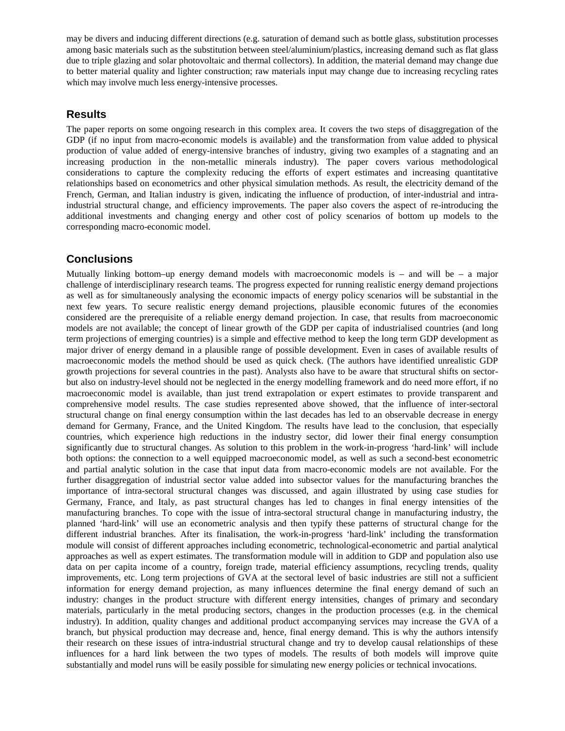may be divers and inducing different directions (e.g. saturation of demand such as bottle glass, substitution processes among basic materials such as the substitution between steel/aluminium/plastics, increasing demand such as flat glass due to triple glazing and solar photovoltaic and thermal collectors). In addition, the material demand may change due to better material quality and lighter construction; raw materials input may change due to increasing recycling rates which may involve much less energy-intensive processes.

## Results

The paper reports on some ongoing research in this complex area. It covers the two steps of disaggregation of the GDP (if no input from macro-economic models is available) and the transformation from value added to physical production of value added of energy-intensive branches of industry, giving two examples of a stagnating and an increasing production in the non-metallic minerals industry). The paper covers various methodological considerations to capture the complexity reducing the efforts of expert estimates and increasing quantitative relationships based on econometrics and other physical simulation methods. As result, the electricity demand of the French, German, and Italian industry is given, indicating the influence of production, of inter-industrial and intra-industrial structural change, and efficiency improvements. The paper also covers the aspect of re-introducing the additional investments and changing energy and other cost of policy scenarios of bottom up models to the corresponding macro-economic model.

## Conclusions

Mutually linking bottom–up energy demand models with macroeconomic models is – and will be – a major challenge of interdisciplinary research teams. The progress expected for running realistic energy demand projections as well as for simultaneously analysing the economic impacts of energy policy scenarios will be substantial in the next few years. To secure realistic energy demand projections, plausible economic futures of the economies considered are the prerequisite of a reliable energy demand projection. In case, that results from macroeconomic models are not available; the concept of linear growth of the GDP per capita of industrialised countries (and long term projections of emerging countries) is a simple and effective method to keep the long term GDP development as major driver of energy demand in a plausible range of possible development. Even in cases of available results of macroeconomic models the method should be used as quick check. (The authors have identified unrealistic GDP growth projections for several countries in the past). Analysts also have to be aware that structural shifts on sector- but also on industry-level should not be neglected in the energy modelling framework and do need more effort, if no macroeconomic model is available, than just trend extrapolation or expert estimates to provide transparent and comprehensive model results. The case studies represented above showed, that the influence of inter-sectoral structural change on final energy consumption within the last decades has led to an observable decrease in energy demand for Germany, France, and the United Kingdom. The results have lead to the conclusion, that especially countries, which experience high reductions in the industry sector, did lower their final energy consumption significantly due to structural changes. As solution to this problem in the work-in-progress 'hard-link' will include both options: the connection to a well equipped macroeconomic model, as well as such a second-best econometric and partial analytic solution in the case that input data from macro-economic models are not available. For the further disaggregation of industrial sector value added into subsector values for the manufacturing branches the importance of intra-sectoral structural changes was discussed, and again illustrated by using case studies for Germany, France, and Italy, as past structural changes has led to changes in final energy intensities of the manufacturing branches. To cope with the issue of intra-sectoral structural change in manufacturing industry, the planned 'hard-link' will use an econometric analysis and then typify these patterns of structural change for the different industrial branches. After its finalisation, the work-in-progress 'hard-link' including the transformation module will consist of different approaches including econometric, technological-econometric and partial analytical approaches as well as expert estimates. The transformation module will in addition to GDP and population also use data on per capita income of a country, foreign trade, material efficiency assumptions, recycling trends, quality improvements, etc. Long term projections of GVA at the sectoral level of basic industries are still not a sufficient information for energy demand projection, as many influences determine the final energy demand of such an industry: changes in the product structure with different energy intensities, changes of primary and secondary materials, particularly in the metal producing sectors, changes in the production processes (e.g. in the chemical industry). In addition, quality changes and additional product accompanying services may increase the GVA of a branch, but physical production may decrease and, hence, final energy demand. This is why the authors intensify their research on these issues of intra-industrial structural change and try to develop causal relationships of these influences for a hard link between the two types of models. The results of both models will improve quite substantially and model runs will be easily possible for simulating new energy policies or technical invocations.